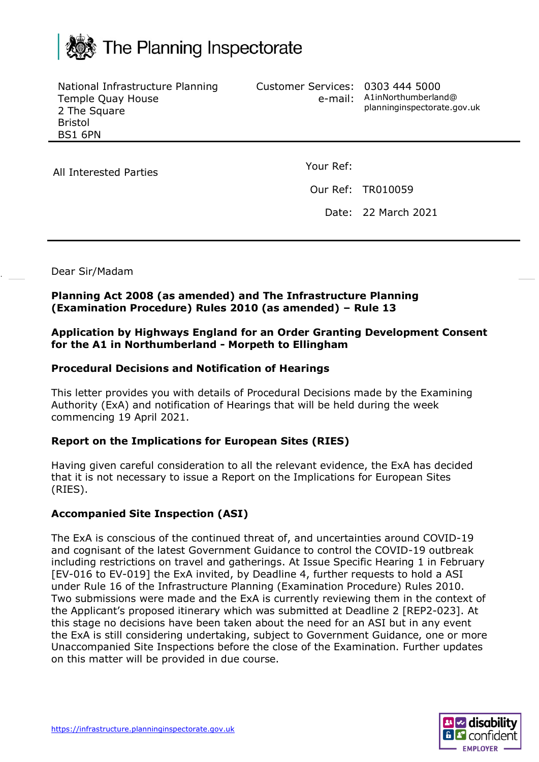# The Planning Inspectorate

National Infrastructure Planning
Temple Quay House
2 The Square
Bristol
BS1 6PN

Customer Services: 0303 444 5000
e-mail: A1inNorthumberland@planninginspectorate.gov.uk

All Interested Parties

Your Ref:

Our Ref: TR010059

Date: 22 March 2021

Dear Sir/Madam

**Planning Act 2008 (as amended) and The Infrastructure Planning (Examination Procedure) Rules 2010 (as amended) – Rule 13**

**Application by Highways England for an Order Granting Development Consent for the A1 in Northumberland - Morpeth to Ellingham**

**Procedural Decisions and Notification of Hearings**

This letter provides you with details of Procedural Decisions made by the Examining Authority (ExA) and notification of Hearings that will be held during the week commencing 19 April 2021.

**Report on the Implications for European Sites (RIES)**

Having given careful consideration to all the relevant evidence, the ExA has decided that it is not necessary to issue a Report on the Implications for European Sites (RIES).

**Accompanied Site Inspection (ASI)**

The ExA is conscious of the continued threat of, and uncertainties around COVID-19 and cognisant of the latest Government Guidance to control the COVID-19 outbreak including restrictions on travel and gatherings. At Issue Specific Hearing 1 in February [EV-016 to EV-019] the ExA invited, by Deadline 4, further requests to hold a ASI under Rule 16 of the Infrastructure Planning (Examination Procedure) Rules 2010. Two submissions were made and the ExA is currently reviewing them in the context of the Applicant's proposed itinerary which was submitted at Deadline 2 [REP2-023]. At this stage no decisions have been taken about the need for an ASI but in any event the ExA is still considering undertaking, subject to Government Guidance, one or more Unaccompanied Site Inspections before the close of the Examination. Further updates on this matter will be provided in due course.

https://infrastructure.planninginspectorate.gov.uk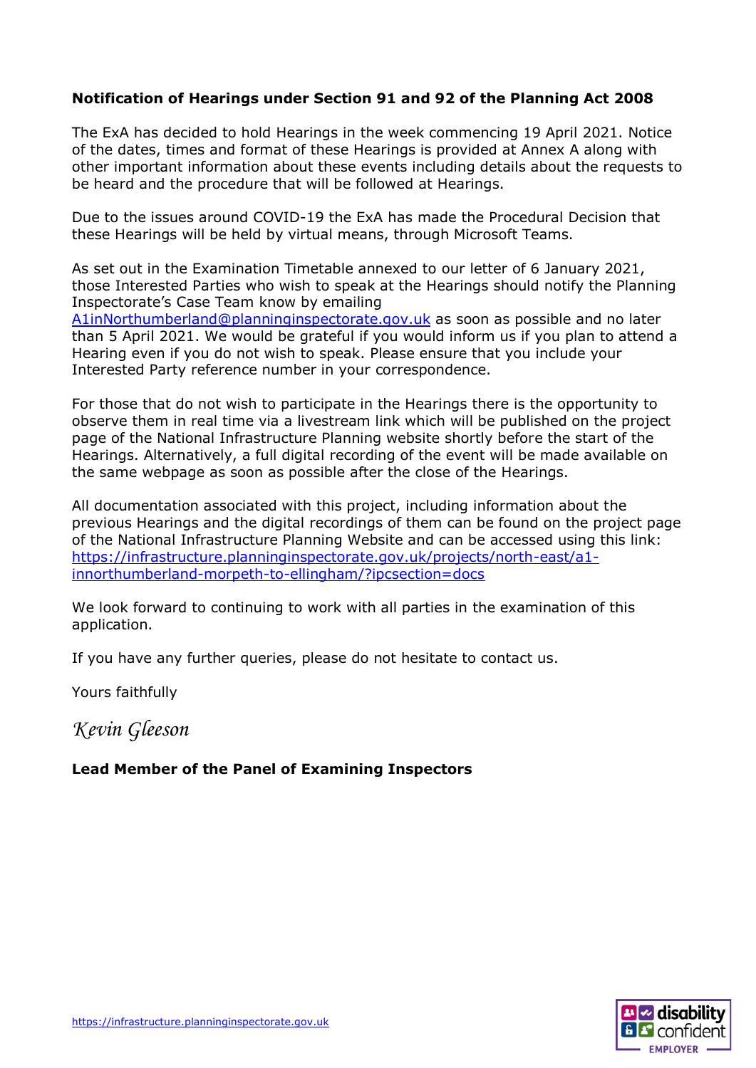**Notification of Hearings under Section 91 and 92 of the Planning Act 2008**

The ExA has decided to hold Hearings in the week commencing 19 April 2021. Notice of the dates, times and format of these Hearings is provided at Annex A along with other important information about these events including details about the requests to be heard and the procedure that will be followed at Hearings.

Due to the issues around COVID-19 the ExA has made the Procedural Decision that these Hearings will be held by virtual means, through Microsoft Teams.

As set out in the Examination Timetable annexed to our letter of 6 January 2021, those Interested Parties who wish to speak at the Hearings should notify the Planning Inspectorate's Case Team know by emailing A1inNorthumberland@planninginspectorate.gov.uk as soon as possible and no later than 5 April 2021. We would be grateful if you would inform us if you plan to attend a Hearing even if you do not wish to speak. Please ensure that you include your Interested Party reference number in your correspondence.

For those that do not wish to participate in the Hearings there is the opportunity to observe them in real time via a livestream link which will be published on the project page of the National Infrastructure Planning website shortly before the start of the Hearings. Alternatively, a full digital recording of the event will be made available on the same webpage as soon as possible after the close of the Hearings.

All documentation associated with this project, including information about the previous Hearings and the digital recordings of them can be found on the project page of the National Infrastructure Planning Website and can be accessed using this link: https://infrastructure.planninginspectorate.gov.uk/projects/north-east/a1-innorthumberland-morpeth-to-ellingham/?ipcsection=docs

We look forward to continuing to work with all parties in the examination of this application.

If you have any further queries, please do not hesitate to contact us.

Yours faithfully

*Kevin Gleeson*

**Lead Member of the Panel of Examining Inspectors**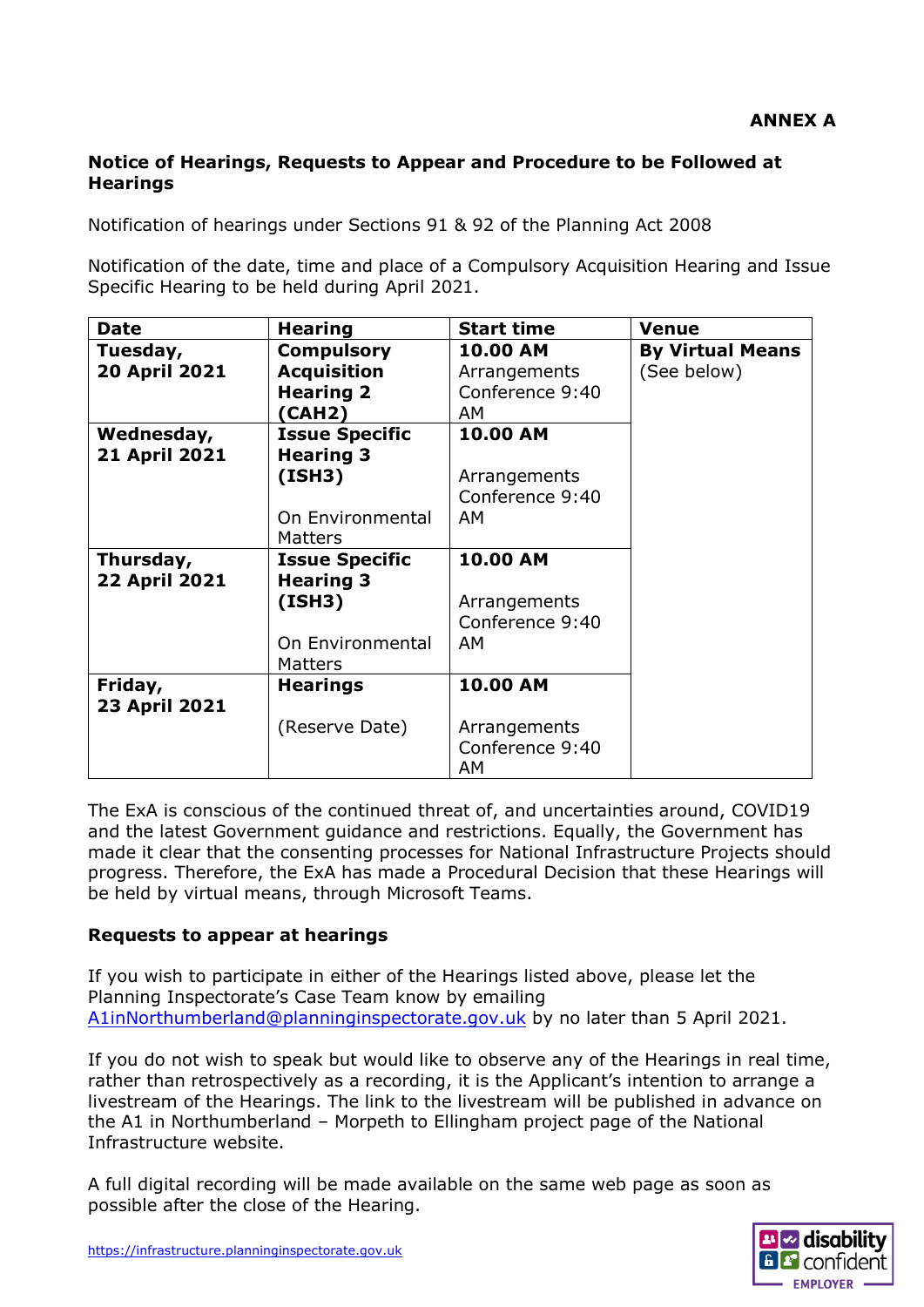**ANNEX A**

**Notice of Hearings, Requests to Appear and Procedure to be Followed at Hearings**

Notification of hearings under Sections 91 & 92 of the Planning Act 2008

Notification of the date, time and place of a Compulsory Acquisition Hearing and Issue Specific Hearing to be held during April 2021.

| Date | Hearing | Start time | Venue |
|---|---|---|---|
| **Tuesday, 20 April 2021** | **Compulsory Acquisition Hearing 2 (CAH2)** | **10.00 AM** Arrangements Conference 9:40 AM | **By Virtual Means** (See below) |
| **Wednesday, 21 April 2021** | **Issue Specific Hearing 3 (ISH3)** On Environmental Matters | **10.00 AM** Arrangements Conference 9:40 AM | |
| **Thursday, 22 April 2021** | **Issue Specific Hearing 3 (ISH3)** On Environmental Matters | **10.00 AM** Arrangements Conference 9:40 AM | |
| **Friday, 23 April 2021** | **Hearings** (Reserve Date) | **10.00 AM** Arrangements Conference 9:40 AM | |

The ExA is conscious of the continued threat of, and uncertainties around, COVID19 and the latest Government guidance and restrictions. Equally, the Government has made it clear that the consenting processes for National Infrastructure Projects should progress. Therefore, the ExA has made a Procedural Decision that these Hearings will be held by virtual means, through Microsoft Teams.

**Requests to appear at hearings**

If you wish to participate in either of the Hearings listed above, please let the Planning Inspectorate's Case Team know by emailing A1inNorthumberland@planninginspectorate.gov.uk by no later than 5 April 2021.

If you do not wish to speak but would like to observe any of the Hearings in real time, rather than retrospectively as a recording, it is the Applicant's intention to arrange a livestream of the Hearings. The link to the livestream will be published in advance on the A1 in Northumberland – Morpeth to Ellingham project page of the National Infrastructure website.

A full digital recording will be made available on the same web page as soon as possible after the close of the Hearing.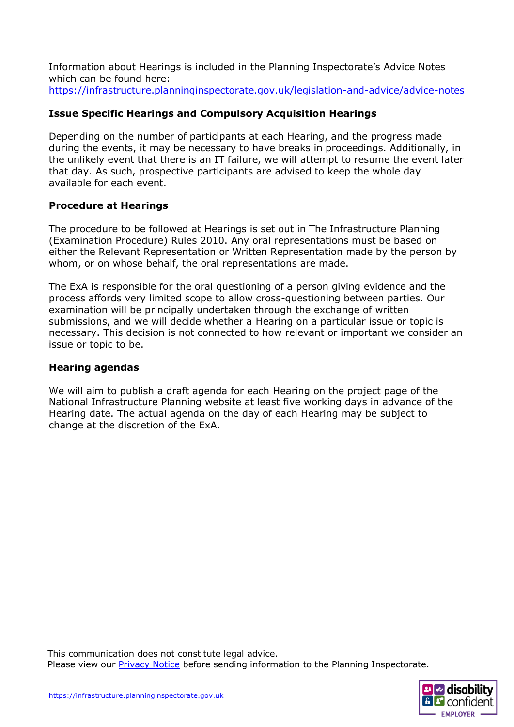Information about Hearings is included in the Planning Inspectorate's Advice Notes which can be found here: https://infrastructure.planninginspectorate.gov.uk/legislation-and-advice/advice-notes

**Issue Specific Hearings and Compulsory Acquisition Hearings**

Depending on the number of participants at each Hearing, and the progress made during the events, it may be necessary to have breaks in proceedings. Additionally, in the unlikely event that there is an IT failure, we will attempt to resume the event later that day. As such, prospective participants are advised to keep the whole day available for each event.

**Procedure at Hearings**

The procedure to be followed at Hearings is set out in The Infrastructure Planning (Examination Procedure) Rules 2010. Any oral representations must be based on either the Relevant Representation or Written Representation made by the person by whom, or on whose behalf, the oral representations are made.

The ExA is responsible for the oral questioning of a person giving evidence and the process affords very limited scope to allow cross-questioning between parties. Our examination will be principally undertaken through the exchange of written submissions, and we will decide whether a Hearing on a particular issue or topic is necessary. This decision is not connected to how relevant or important we consider an issue or topic to be.

**Hearing agendas**

We will aim to publish a draft agenda for each Hearing on the project page of the National Infrastructure Planning website at least five working days in advance of the Hearing date. The actual agenda on the day of each Hearing may be subject to change at the discretion of the ExA.

This communication does not constitute legal advice.
Please view our Privacy Notice before sending information to the Planning Inspectorate.